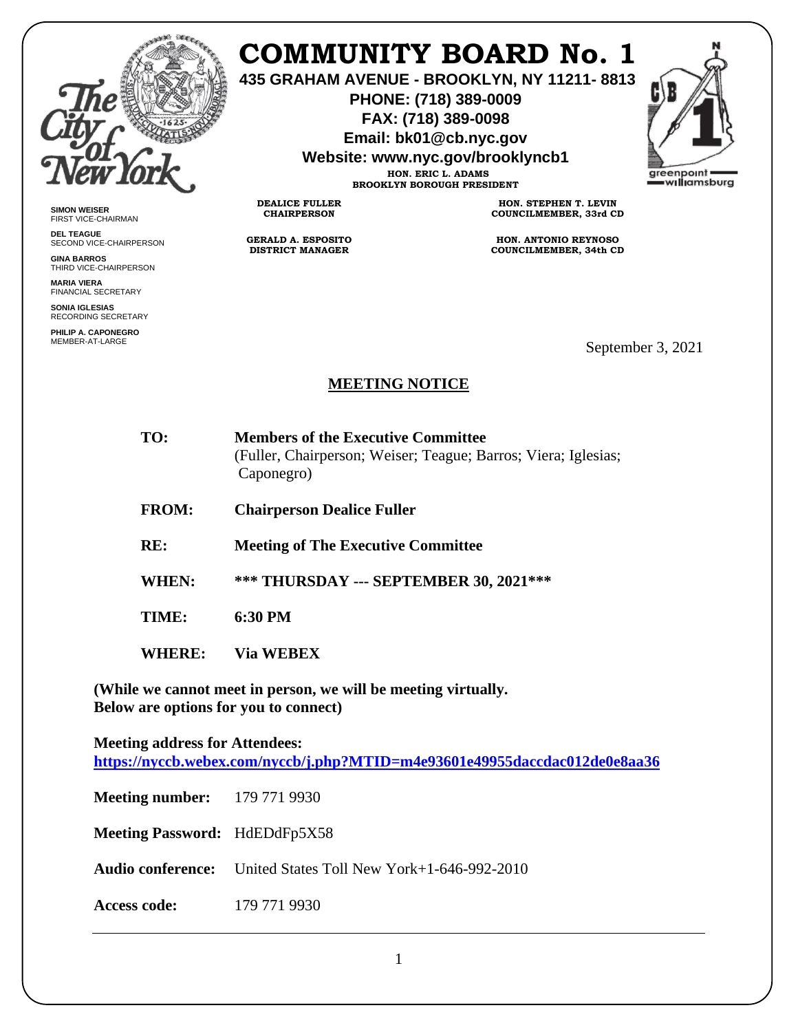# COMMUNITY BOARD No. 1

**435 GRAHAM AVENUE - BROOKLYN, NY 11211- 8813**
**PHONE: (718) 389-0009**
**FAX: (718) 389-0098**
**Email: bk01@cb.nyc.gov**
**Website: www.nyc.gov/brooklyncb1**

**HON. ERIC L. ADAMS**
**BROOKLYN BOROUGH PRESIDENT**

**DEALICE FULLER**
**CHAIRPERSON**

**GERALD A. ESPOSITO**
**DISTRICT MANAGER**

**HON. STEPHEN T. LEVIN**
**COUNCILMEMBER, 33rd CD**

**HON. ANTONIO REYNOSO**
**COUNCILMEMBER, 34th CD**

**SIMON WEISER**
FIRST VICE-CHAIRMAN

**DEL TEAGUE**
SECOND VICE-CHAIRPERSON

**GINA BARROS**
THIRD VICE-CHAIRPERSON

**MARIA VIERA**
FINANCIAL SECRETARY

**SONIA IGLESIAS**
RECORDING SECRETARY

**PHILIP A. CAPONEGRO**
MEMBER-AT-LARGE

September 3, 2021

## MEETING NOTICE

**TO:** **Members of the Executive Committee**
(Fuller, Chairperson; Weiser; Teague; Barros; Viera; Iglesias; Caponegro)

**FROM:** **Chairperson Dealice Fuller**

**RE:** **Meeting of The Executive Committee**

**WHEN:** **\*\*\* THURSDAY --- SEPTEMBER 30, 2021\*\*\***

**TIME:** **6:30 PM**

**WHERE:** **Via WEBEX**

**(While we cannot meet in person, we will be meeting virtually. Below are options for you to connect)**

**Meeting address for Attendees:**
**https://nyccb.webex.com/nyccb/j.php?MTID=m4e93601e49955daccdac012de0e8aa36**

**Meeting number:** 179 771 9930

**Meeting Password:** HdEDdFp5X58

**Audio conference:** United States Toll New York+1-646-992-2010

**Access code:** 179 771 9930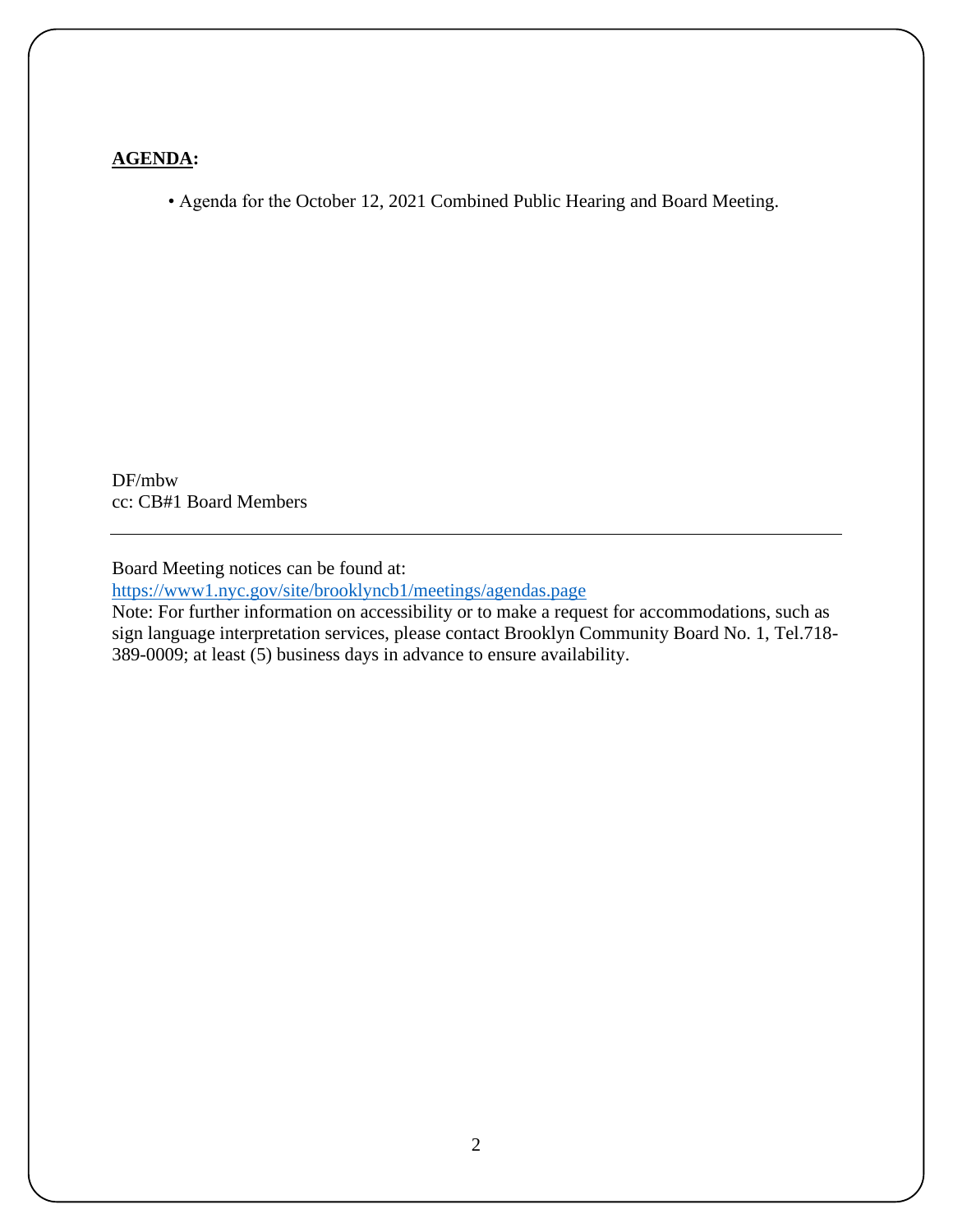**AGENDA:**

• Agenda for the October 12, 2021 Combined Public Hearing and Board Meeting.

DF/mbw
cc: CB#1 Board Members

---

Board Meeting notices can be found at:
https://www1.nyc.gov/site/brooklyncb1/meetings/agendas.page
Note: For further information on accessibility or to make a request for accommodations, such as sign language interpretation services, please contact Brooklyn Community Board No. 1, Tel.718-389-0009; at least (5) business days in advance to ensure availability.